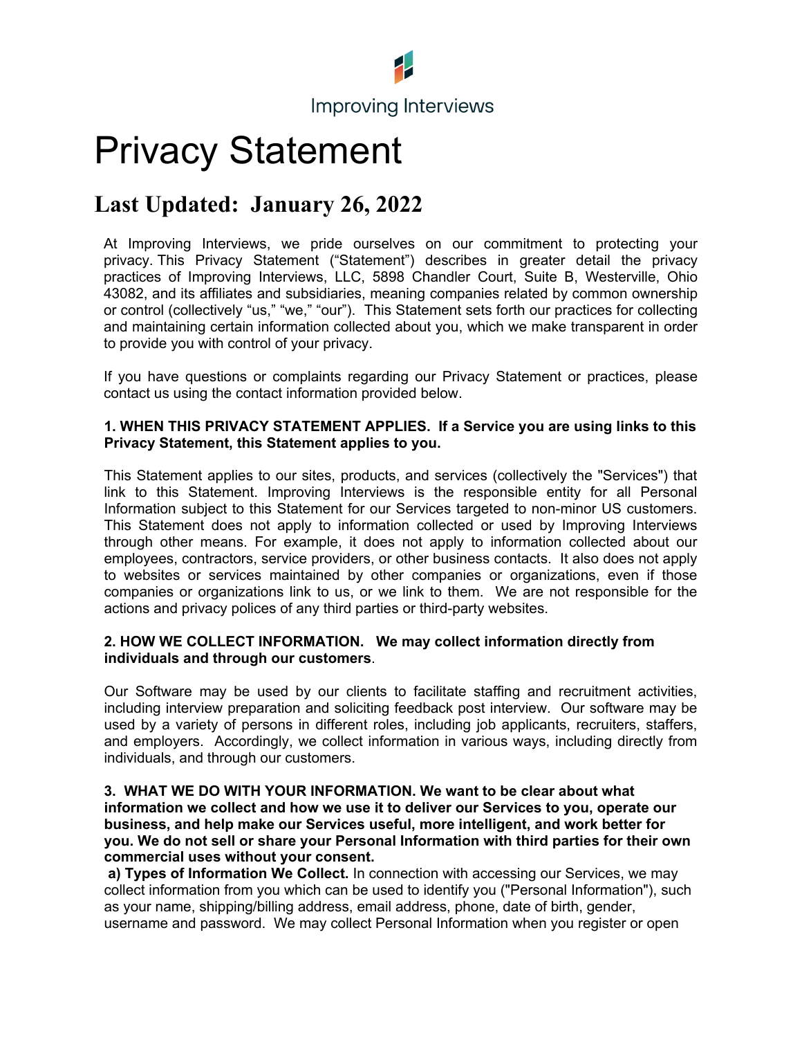Improving Interviews

# Privacy Statement

## Last Updated: January 26, 2022

At Improving Interviews, we pride ourselves on our commitment to protecting your privacy. This Privacy Statement ("Statement") describes in greater detail the privacy practices of Improving Interviews, LLC, 5898 Chandler Court, Suite B, Westerville, Ohio 43082, and its affiliates and subsidiaries, meaning companies related by common ownership or control (collectively "us," "we," "our"). This Statement sets forth our practices for collecting and maintaining certain information collected about you, which we make transparent in order to provide you with control of your privacy.

If you have questions or complaints regarding our Privacy Statement or practices, please contact us using the contact information provided below.

**1. WHEN THIS PRIVACY STATEMENT APPLIES. If a Service you are using links to this Privacy Statement, this Statement applies to you.**

This Statement applies to our sites, products, and services (collectively the "Services") that link to this Statement. Improving Interviews is the responsible entity for all Personal Information subject to this Statement for our Services targeted to non-minor US customers. This Statement does not apply to information collected or used by Improving Interviews through other means. For example, it does not apply to information collected about our employees, contractors, service providers, or other business contacts. It also does not apply to websites or services maintained by other companies or organizations, even if those companies or organizations link to us, or we link to them. We are not responsible for the actions and privacy polices of any third parties or third-party websites.

**2. HOW WE COLLECT INFORMATION. We may collect information directly from individuals and through our customers**.

Our Software may be used by our clients to facilitate staffing and recruitment activities, including interview preparation and soliciting feedback post interview. Our software may be used by a variety of persons in different roles, including job applicants, recruiters, staffers, and employers. Accordingly, we collect information in various ways, including directly from individuals, and through our customers.

**3. WHAT WE DO WITH YOUR INFORMATION. We want to be clear about what information we collect and how we use it to deliver our Services to you, operate our business, and help make our Services useful, more intelligent, and work better for you. We do not sell or share your Personal Information with third parties for their own commercial uses without your consent.**

**a) Types of Information We Collect.** In connection with accessing our Services, we may collect information from you which can be used to identify you ("Personal Information"), such as your name, shipping/billing address, email address, phone, date of birth, gender, username and password. We may collect Personal Information when you register or open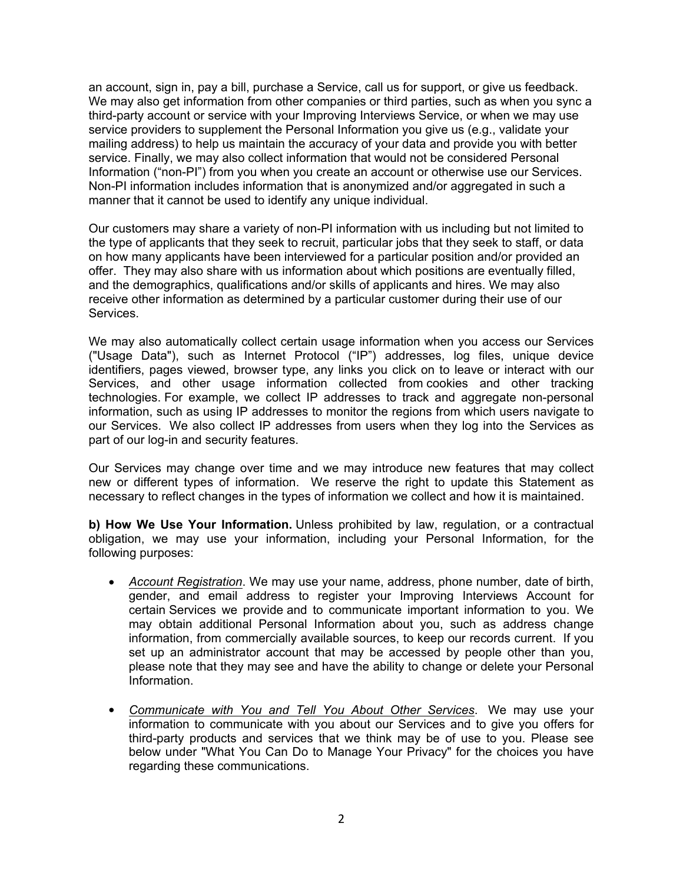an account, sign in, pay a bill, purchase a Service, call us for support, or give us feedback. We may also get information from other companies or third parties, such as when you sync a third-party account or service with your Improving Interviews Service, or when we may use service providers to supplement the Personal Information you give us (e.g., validate your mailing address) to help us maintain the accuracy of your data and provide you with better service. Finally, we may also collect information that would not be considered Personal Information ("non-PI") from you when you create an account or otherwise use our Services. Non-PI information includes information that is anonymized and/or aggregated in such a manner that it cannot be used to identify any unique individual.

Our customers may share a variety of non-PI information with us including but not limited to the type of applicants that they seek to recruit, particular jobs that they seek to staff, or data on how many applicants have been interviewed for a particular position and/or provided an offer. They may also share with us information about which positions are eventually filled, and the demographics, qualifications and/or skills of applicants and hires. We may also receive other information as determined by a particular customer during their use of our Services.

We may also automatically collect certain usage information when you access our Services ("Usage Data"), such as Internet Protocol ("IP") addresses, log files, unique device identifiers, pages viewed, browser type, any links you click on to leave or interact with our Services, and other usage information collected from cookies and other tracking technologies. For example, we collect IP addresses to track and aggregate non-personal information, such as using IP addresses to monitor the regions from which users navigate to our Services. We also collect IP addresses from users when they log into the Services as part of our log-in and security features.

Our Services may change over time and we may introduce new features that may collect new or different types of information. We reserve the right to update this Statement as necessary to reflect changes in the types of information we collect and how it is maintained.

**b) How We Use Your Information.** Unless prohibited by law, regulation, or a contractual obligation, we may use your information, including your Personal Information, for the following purposes:

- *Account Registration*. We may use your name, address, phone number, date of birth, gender, and email address to register your Improving Interviews Account for certain Services we provide and to communicate important information to you. We may obtain additional Personal Information about you, such as address change information, from commercially available sources, to keep our records current. If you set up an administrator account that may be accessed by people other than you, please note that they may see and have the ability to change or delete your Personal Information.

- *Communicate with You and Tell You About Other Services*. We may use your information to communicate with you about our Services and to give you offers for third-party products and services that we think may be of use to you. Please see below under "What You Can Do to Manage Your Privacy" for the choices you have regarding these communications.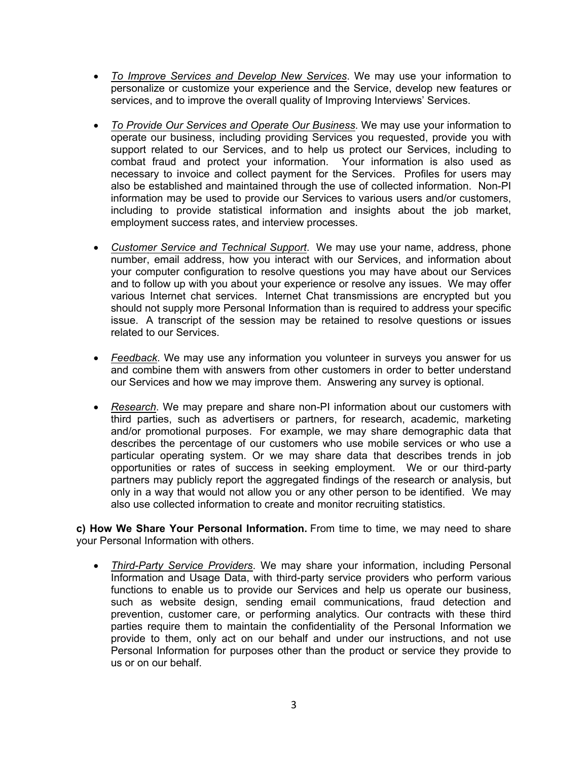- *To Improve Services and Develop New Services*. We may use your information to personalize or customize your experience and the Service, develop new features or services, and to improve the overall quality of Improving Interviews' Services.

- *To Provide Our Services and Operate Our Business*. We may use your information to operate our business, including providing Services you requested, provide you with support related to our Services, and to help us protect our Services, including to combat fraud and protect your information. Your information is also used as necessary to invoice and collect payment for the Services. Profiles for users may also be established and maintained through the use of collected information. Non-PI information may be used to provide our Services to various users and/or customers, including to provide statistical information and insights about the job market, employment success rates, and interview processes.

- *Customer Service and Technical Support*. We may use your name, address, phone number, email address, how you interact with our Services, and information about your computer configuration to resolve questions you may have about our Services and to follow up with you about your experience or resolve any issues. We may offer various Internet chat services. Internet Chat transmissions are encrypted but you should not supply more Personal Information than is required to address your specific issue. A transcript of the session may be retained to resolve questions or issues related to our Services.

- *Feedback*. We may use any information you volunteer in surveys you answer for us and combine them with answers from other customers in order to better understand our Services and how we may improve them. Answering any survey is optional.

- *Research*. We may prepare and share non-PI information about our customers with third parties, such as advertisers or partners, for research, academic, marketing and/or promotional purposes. For example, we may share demographic data that describes the percentage of our customers who use mobile services or who use a particular operating system. Or we may share data that describes trends in job opportunities or rates of success in seeking employment. We or our third-party partners may publicly report the aggregated findings of the research or analysis, but only in a way that would not allow you or any other person to be identified. We may also use collected information to create and monitor recruiting statistics.

**c) How We Share Your Personal Information.** From time to time, we may need to share your Personal Information with others.

- *Third-Party Service Providers*. We may share your information, including Personal Information and Usage Data, with third-party service providers who perform various functions to enable us to provide our Services and help us operate our business, such as website design, sending email communications, fraud detection and prevention, customer care, or performing analytics. Our contracts with these third parties require them to maintain the confidentiality of the Personal Information we provide to them, only act on our behalf and under our instructions, and not use Personal Information for purposes other than the product or service they provide to us or on our behalf.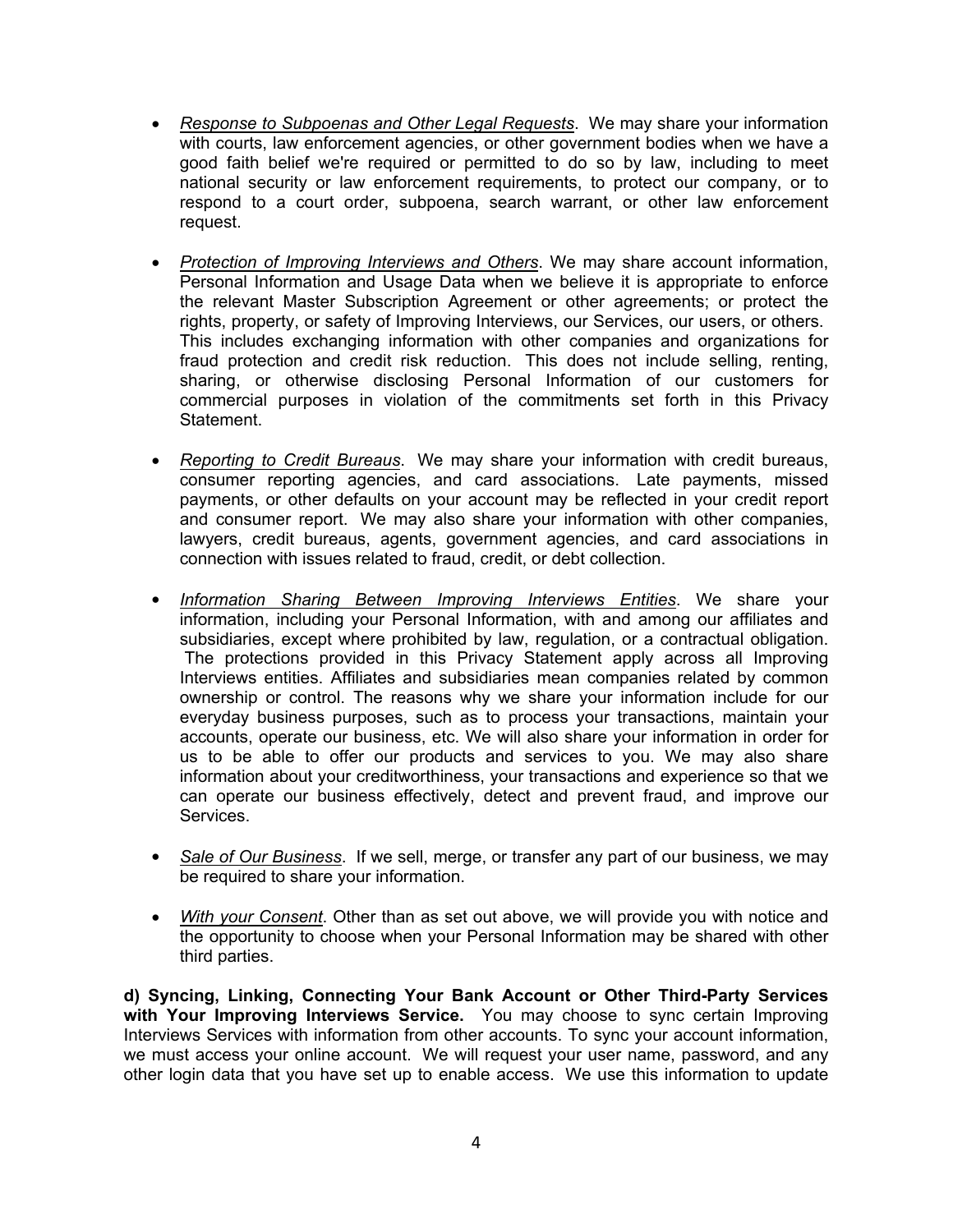- *Response to Subpoenas and Other Legal Requests*. We may share your information with courts, law enforcement agencies, or other government bodies when we have a good faith belief we're required or permitted to do so by law, including to meet national security or law enforcement requirements, to protect our company, or to respond to a court order, subpoena, search warrant, or other law enforcement request.

- *Protection of Improving Interviews and Others*. We may share account information, Personal Information and Usage Data when we believe it is appropriate to enforce the relevant Master Subscription Agreement or other agreements; or protect the rights, property, or safety of Improving Interviews, our Services, our users, or others. This includes exchanging information with other companies and organizations for fraud protection and credit risk reduction. This does not include selling, renting, sharing, or otherwise disclosing Personal Information of our customers for commercial purposes in violation of the commitments set forth in this Privacy Statement.

- *Reporting to Credit Bureaus*. We may share your information with credit bureaus, consumer reporting agencies, and card associations. Late payments, missed payments, or other defaults on your account may be reflected in your credit report and consumer report. We may also share your information with other companies, lawyers, credit bureaus, agents, government agencies, and card associations in connection with issues related to fraud, credit, or debt collection.

- *Information Sharing Between Improving Interviews Entities*. We share your information, including your Personal Information, with and among our affiliates and subsidiaries, except where prohibited by law, regulation, or a contractual obligation. The protections provided in this Privacy Statement apply across all Improving Interviews entities. Affiliates and subsidiaries mean companies related by common ownership or control. The reasons why we share your information include for our everyday business purposes, such as to process your transactions, maintain your accounts, operate our business, etc. We will also share your information in order for us to be able to offer our products and services to you. We may also share information about your creditworthiness, your transactions and experience so that we can operate our business effectively, detect and prevent fraud, and improve our Services.

- *Sale of Our Business*. If we sell, merge, or transfer any part of our business, we may be required to share your information.

- *With your Consent*. Other than as set out above, we will provide you with notice and the opportunity to choose when your Personal Information may be shared with other third parties.

**d) Syncing, Linking, Connecting Your Bank Account or Other Third-Party Services with Your Improving Interviews Service.** You may choose to sync certain Improving Interviews Services with information from other accounts. To sync your account information, we must access your online account. We will request your user name, password, and any other login data that you have set up to enable access. We use this information to update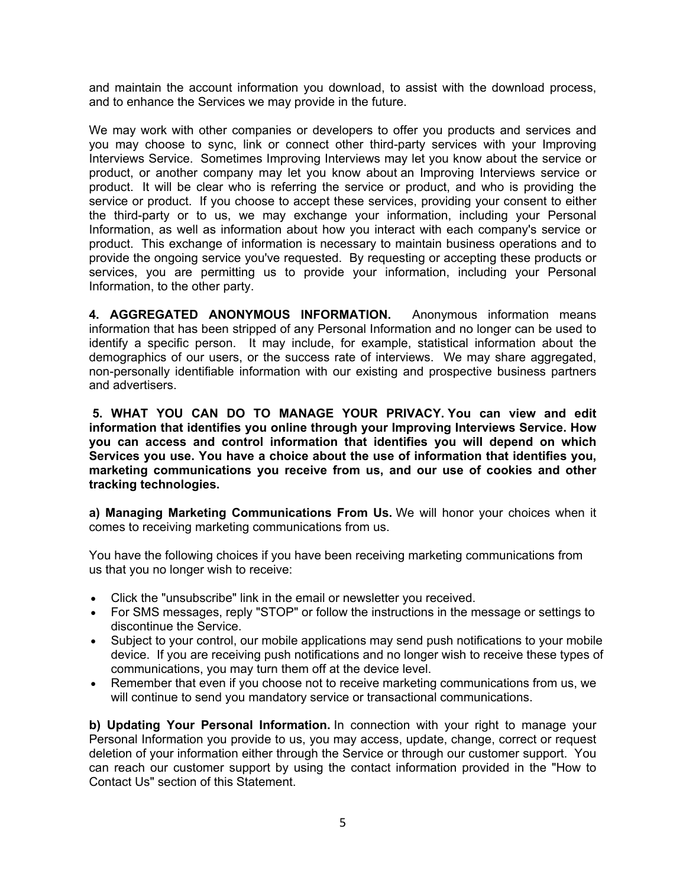and maintain the account information you download, to assist with the download process, and to enhance the Services we may provide in the future.

We may work with other companies or developers to offer you products and services and you may choose to sync, link or connect other third-party services with your Improving Interviews Service. Sometimes Improving Interviews may let you know about the service or product, or another company may let you know about an Improving Interviews service or product. It will be clear who is referring the service or product, and who is providing the service or product. If you choose to accept these services, providing your consent to either the third-party or to us, we may exchange your information, including your Personal Information, as well as information about how you interact with each company's service or product. This exchange of information is necessary to maintain business operations and to provide the ongoing service you've requested. By requesting or accepting these products or services, you are permitting us to provide your information, including your Personal Information, to the other party.

**4. AGGREGATED ANONYMOUS INFORMATION.** Anonymous information means information that has been stripped of any Personal Information and no longer can be used to identify a specific person. It may include, for example, statistical information about the demographics of our users, or the success rate of interviews. We may share aggregated, non-personally identifiable information with our existing and prospective business partners and advertisers.

**5. WHAT YOU CAN DO TO MANAGE YOUR PRIVACY. You can view and edit information that identifies you online through your Improving Interviews Service. How you can access and control information that identifies you will depend on which Services you use. You have a choice about the use of information that identifies you, marketing communications you receive from us, and our use of cookies and other tracking technologies.**

**a) Managing Marketing Communications From Us.** We will honor your choices when it comes to receiving marketing communications from us.

You have the following choices if you have been receiving marketing communications from us that you no longer wish to receive:

- Click the "unsubscribe" link in the email or newsletter you received.
- For SMS messages, reply "STOP" or follow the instructions in the message or settings to discontinue the Service.
- Subject to your control, our mobile applications may send push notifications to your mobile device. If you are receiving push notifications and no longer wish to receive these types of communications, you may turn them off at the device level.
- Remember that even if you choose not to receive marketing communications from us, we will continue to send you mandatory service or transactional communications.

**b) Updating Your Personal Information.** In connection with your right to manage your Personal Information you provide to us, you may access, update, change, correct or request deletion of your information either through the Service or through our customer support. You can reach our customer support by using the contact information provided in the "How to Contact Us" section of this Statement.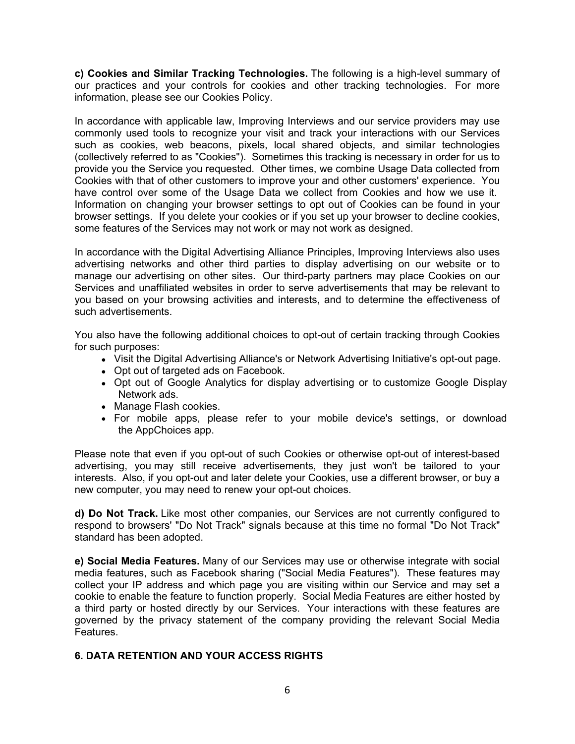**c) Cookies and Similar Tracking Technologies.** The following is a high-level summary of our practices and your controls for cookies and other tracking technologies. For more information, please see our Cookies Policy.

In accordance with applicable law, Improving Interviews and our service providers may use commonly used tools to recognize your visit and track your interactions with our Services such as cookies, web beacons, pixels, local shared objects, and similar technologies (collectively referred to as "Cookies"). Sometimes this tracking is necessary in order for us to provide you the Service you requested. Other times, we combine Usage Data collected from Cookies with that of other customers to improve your and other customers' experience. You have control over some of the Usage Data we collect from Cookies and how we use it. Information on changing your browser settings to opt out of Cookies can be found in your browser settings. If you delete your cookies or if you set up your browser to decline cookies, some features of the Services may not work or may not work as designed.

In accordance with the Digital Advertising Alliance Principles, Improving Interviews also uses advertising networks and other third parties to display advertising on our website or to manage our advertising on other sites. Our third-party partners may place Cookies on our Services and unaffiliated websites in order to serve advertisements that may be relevant to you based on your browsing activities and interests, and to determine the effectiveness of such advertisements.

You also have the following additional choices to opt-out of certain tracking through Cookies for such purposes:

- Visit the Digital Advertising Alliance's or Network Advertising Initiative's opt-out page.
- Opt out of targeted ads on Facebook.
- Opt out of Google Analytics for display advertising or to customize Google Display Network ads.
- Manage Flash cookies.
- For mobile apps, please refer to your mobile device's settings, or download the AppChoices app.

Please note that even if you opt-out of such Cookies or otherwise opt-out of interest-based advertising, you may still receive advertisements, they just won't be tailored to your interests. Also, if you opt-out and later delete your Cookies, use a different browser, or buy a new computer, you may need to renew your opt-out choices.

**d) Do Not Track.** Like most other companies, our Services are not currently configured to respond to browsers' "Do Not Track" signals because at this time no formal "Do Not Track" standard has been adopted.

**e) Social Media Features.** Many of our Services may use or otherwise integrate with social media features, such as Facebook sharing ("Social Media Features"). These features may collect your IP address and which page you are visiting within our Service and may set a cookie to enable the feature to function properly. Social Media Features are either hosted by a third party or hosted directly by our Services. Your interactions with these features are governed by the privacy statement of the company providing the relevant Social Media Features.

## 6. DATA RETENTION AND YOUR ACCESS RIGHTS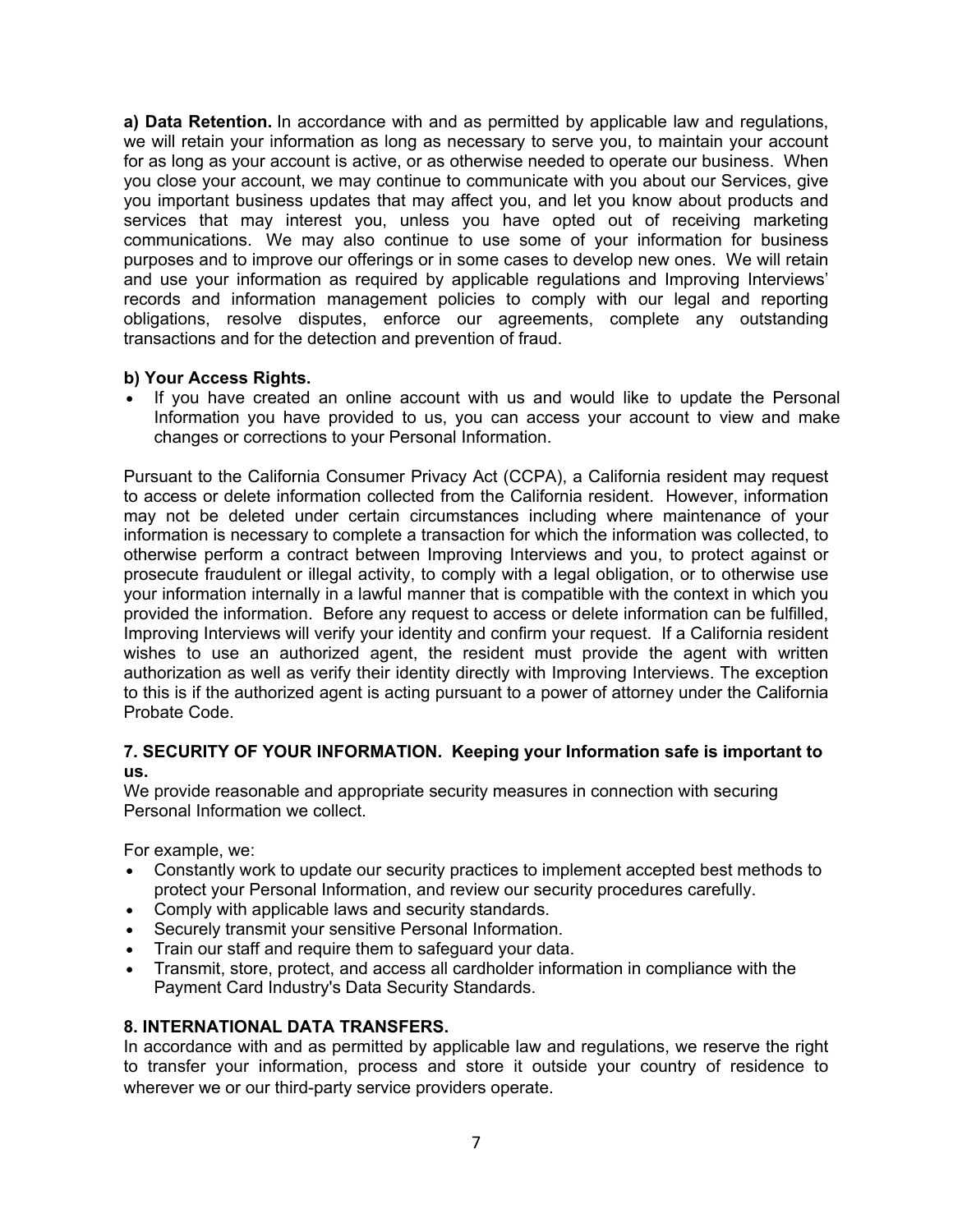**a) Data Retention.** In accordance with and as permitted by applicable law and regulations, we will retain your information as long as necessary to serve you, to maintain your account for as long as your account is active, or as otherwise needed to operate our business. When you close your account, we may continue to communicate with you about our Services, give you important business updates that may affect you, and let you know about products and services that may interest you, unless you have opted out of receiving marketing communications. We may also continue to use some of your information for business purposes and to improve our offerings or in some cases to develop new ones. We will retain and use your information as required by applicable regulations and Improving Interviews' records and information management policies to comply with our legal and reporting obligations, resolve disputes, enforce our agreements, complete any outstanding transactions and for the detection and prevention of fraud.

**b) Your Access Rights.**

- If you have created an online account with us and would like to update the Personal Information you have provided to us, you can access your account to view and make changes or corrections to your Personal Information.

Pursuant to the California Consumer Privacy Act (CCPA), a California resident may request to access or delete information collected from the California resident. However, information may not be deleted under certain circumstances including where maintenance of your information is necessary to complete a transaction for which the information was collected, to otherwise perform a contract between Improving Interviews and you, to protect against or prosecute fraudulent or illegal activity, to comply with a legal obligation, or to otherwise use your information internally in a lawful manner that is compatible with the context in which you provided the information. Before any request to access or delete information can be fulfilled, Improving Interviews will verify your identity and confirm your request. If a California resident wishes to use an authorized agent, the resident must provide the agent with written authorization as well as verify their identity directly with Improving Interviews. The exception to this is if the authorized agent is acting pursuant to a power of attorney under the California Probate Code.

## 7. SECURITY OF YOUR INFORMATION. Keeping your Information safe is important to us.

We provide reasonable and appropriate security measures in connection with securing Personal Information we collect.

For example, we:

- Constantly work to update our security practices to implement accepted best methods to protect your Personal Information, and review our security procedures carefully.
- Comply with applicable laws and security standards.
- Securely transmit your sensitive Personal Information.
- Train our staff and require them to safeguard your data.
- Transmit, store, protect, and access all cardholder information in compliance with the Payment Card Industry's Data Security Standards.

## 8. INTERNATIONAL DATA TRANSFERS.

In accordance with and as permitted by applicable law and regulations, we reserve the right to transfer your information, process and store it outside your country of residence to wherever we or our third-party service providers operate.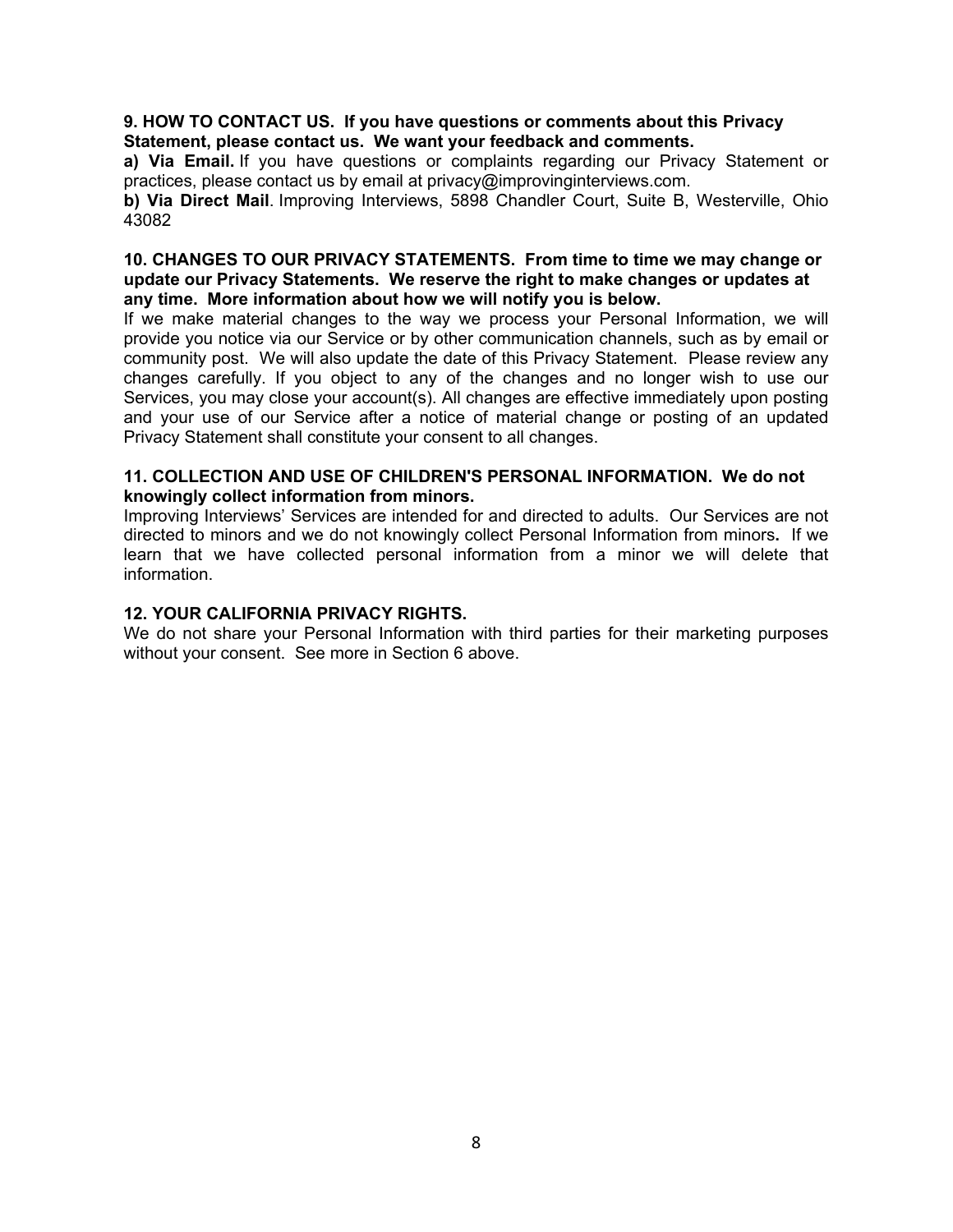**9. HOW TO CONTACT US. If you have questions or comments about this Privacy Statement, please contact us. We want your feedback and comments.**

**a) Via Email.** If you have questions or complaints regarding our Privacy Statement or practices, please contact us by email at privacy@improvinginterviews.com.

**b) Via Direct Mail**. Improving Interviews, 5898 Chandler Court, Suite B, Westerville, Ohio 43082

**10. CHANGES TO OUR PRIVACY STATEMENTS. From time to time we may change or update our Privacy Statements. We reserve the right to make changes or updates at any time. More information about how we will notify you is below.**

If we make material changes to the way we process your Personal Information, we will provide you notice via our Service or by other communication channels, such as by email or community post. We will also update the date of this Privacy Statement. Please review any changes carefully. If you object to any of the changes and no longer wish to use our Services, you may close your account(s). All changes are effective immediately upon posting and your use of our Service after a notice of material change or posting of an updated Privacy Statement shall constitute your consent to all changes.

**11. COLLECTION AND USE OF CHILDREN'S PERSONAL INFORMATION. We do not knowingly collect information from minors.**

Improving Interviews' Services are intended for and directed to adults. Our Services are not directed to minors and we do not knowingly collect Personal Information from minors**.** If we learn that we have collected personal information from a minor we will delete that information.

**12. YOUR CALIFORNIA PRIVACY RIGHTS.**

We do not share your Personal Information with third parties for their marketing purposes without your consent. See more in Section 6 above.